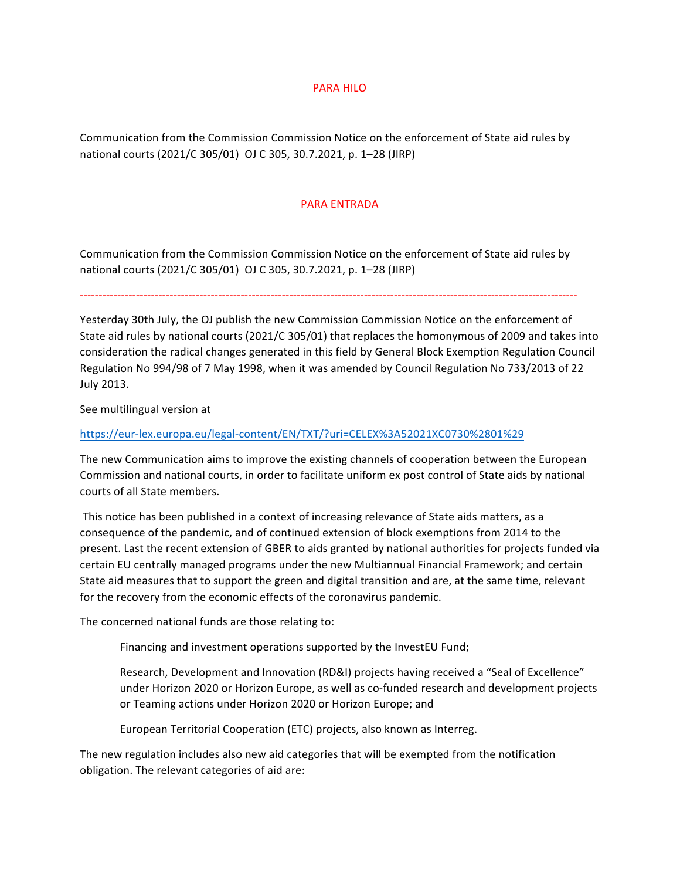PARA HILO

Communication from the Commission Commission Notice on the enforcement of State aid rules by national courts (2021/C 305/01) OJ C 305, 30.7.2021, p. 1–28 (JIRP)

PARA ENTRADA

Communication from the Commission Commission Notice on the enforcement of State aid rules by national courts (2021/C 305/01) OJ C 305, 30.7.2021, p. 1–28 (JIRP)

---

Yesterday 30th July, the OJ publish the new Commission Commission Notice on the enforcement of State aid rules by national courts (2021/C 305/01) that replaces the homonymous of 2009 and takes into consideration the radical changes generated in this field by General Block Exemption Regulation Council Regulation No 994/98 of 7 May 1998, when it was amended by Council Regulation No 733/2013 of 22 July 2013.

See multilingual version at

https://eur-lex.europa.eu/legal-content/EN/TXT/?uri=CELEX%3A52021XC0730%2801%29

The new Communication aims to improve the existing channels of cooperation between the European Commission and national courts, in order to facilitate uniform ex post control of State aids by national courts of all State members.

This notice has been published in a context of increasing relevance of State aids matters, as a consequence of the pandemic, and of continued extension of block exemptions from 2014 to the present. Last the recent extension of GBER to aids granted by national authorities for projects funded via certain EU centrally managed programs under the new Multiannual Financial Framework; and certain State aid measures that to support the green and digital transition and are, at the same time, relevant for the recovery from the economic effects of the coronavirus pandemic.

The concerned national funds are those relating to:

> Financing and investment operations supported by the InvestEU Fund;
>
> Research, Development and Innovation (RD&I) projects having received a "Seal of Excellence" under Horizon 2020 or Horizon Europe, as well as co-funded research and development projects or Teaming actions under Horizon 2020 or Horizon Europe; and
>
> European Territorial Cooperation (ETC) projects, also known as Interreg.

The new regulation includes also new aid categories that will be exempted from the notification obligation. The relevant categories of aid are: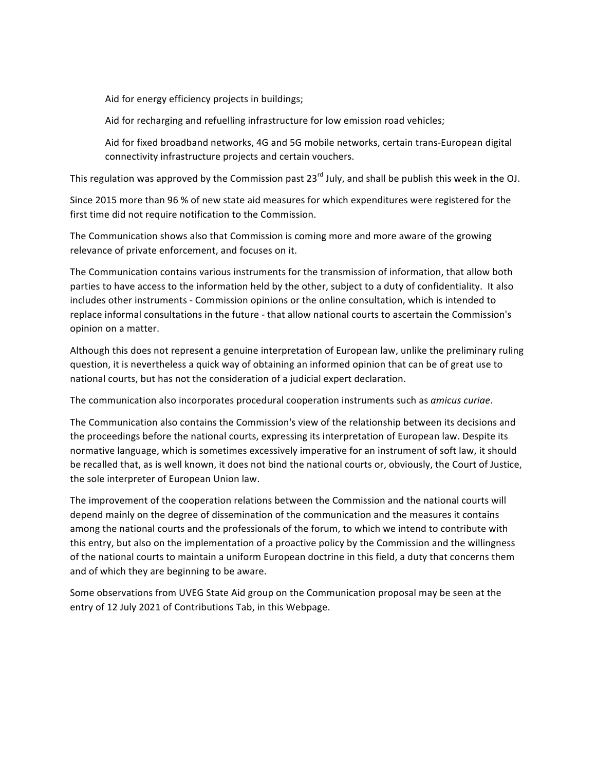Aid for energy efficiency projects in buildings;

Aid for recharging and refuelling infrastructure for low emission road vehicles;

Aid for fixed broadband networks, 4G and 5G mobile networks, certain trans-European digital connectivity infrastructure projects and certain vouchers.

This regulation was approved by the Commission past 23rd July, and shall be publish this week in the OJ.

Since 2015 more than 96 % of new state aid measures for which expenditures were registered for the first time did not require notification to the Commission.

The Communication shows also that Commission is coming more and more aware of the growing relevance of private enforcement, and focuses on it.

The Communication contains various instruments for the transmission of information, that allow both parties to have access to the information held by the other, subject to a duty of confidentiality. It also includes other instruments - Commission opinions or the online consultation, which is intended to replace informal consultations in the future - that allow national courts to ascertain the Commission's opinion on a matter.

Although this does not represent a genuine interpretation of European law, unlike the preliminary ruling question, it is nevertheless a quick way of obtaining an informed opinion that can be of great use to national courts, but has not the consideration of a judicial expert declaration.

The communication also incorporates procedural cooperation instruments such as *amicus curiae*.

The Communication also contains the Commission's view of the relationship between its decisions and the proceedings before the national courts, expressing its interpretation of European law. Despite its normative language, which is sometimes excessively imperative for an instrument of soft law, it should be recalled that, as is well known, it does not bind the national courts or, obviously, the Court of Justice, the sole interpreter of European Union law.

The improvement of the cooperation relations between the Commission and the national courts will depend mainly on the degree of dissemination of the communication and the measures it contains among the national courts and the professionals of the forum, to which we intend to contribute with this entry, but also on the implementation of a proactive policy by the Commission and the willingness of the national courts to maintain a uniform European doctrine in this field, a duty that concerns them and of which they are beginning to be aware.

Some observations from UVEG State Aid group on the Communication proposal may be seen at the entry of 12 July 2021 of Contributions Tab, in this Webpage.